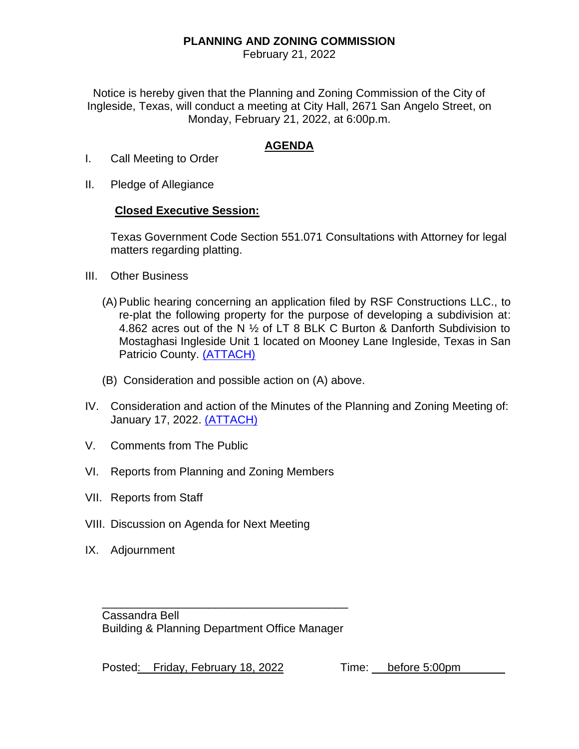**PLANNING AND ZONING COMMISSION**

February 21, 2022

Notice is hereby given that the Planning and Zoning Commission of the City of Ingleside, Texas, will conduct a meeting at City Hall, 2671 San Angelo Street, on Monday, February 21, 2022, at 6:00p.m.

**AGENDA**

I. Call Meeting to Order

II. Pledge of Allegiance

**Closed Executive Session:**

Texas Government Code Section 551.071 Consultations with Attorney for legal matters regarding platting.

III. Other Business

(A) Public hearing concerning an application filed by RSF Constructions LLC., to re-plat the following property for the purpose of developing a subdivision at: 4.862 acres out of the N ½ of LT 8 BLK C Burton & Danforth Subdivision to Mostaghasi Ingleside Unit 1 located on Mooney Lane Ingleside, Texas in San Patricio County. (ATTACH)

(B) Consideration and possible action on (A) above.

IV. Consideration and action of the Minutes of the Planning and Zoning Meeting of: January 17, 2022. (ATTACH)

V. Comments from The Public

VI. Reports from Planning and Zoning Members

VII. Reports from Staff

VIII. Discussion on Agenda for Next Meeting

IX. Adjournment

\_\_\_\_\_\_\_\_\_\_\_\_\_\_\_\_\_\_\_\_\_\_\_\_\_\_\_\_\_\_\_\_\_\_\_\_\_\_\_\_

Cassandra Bell
Building & Planning Department Office Manager

Posted: Friday, February 18, 2022    Time: before 5:00pm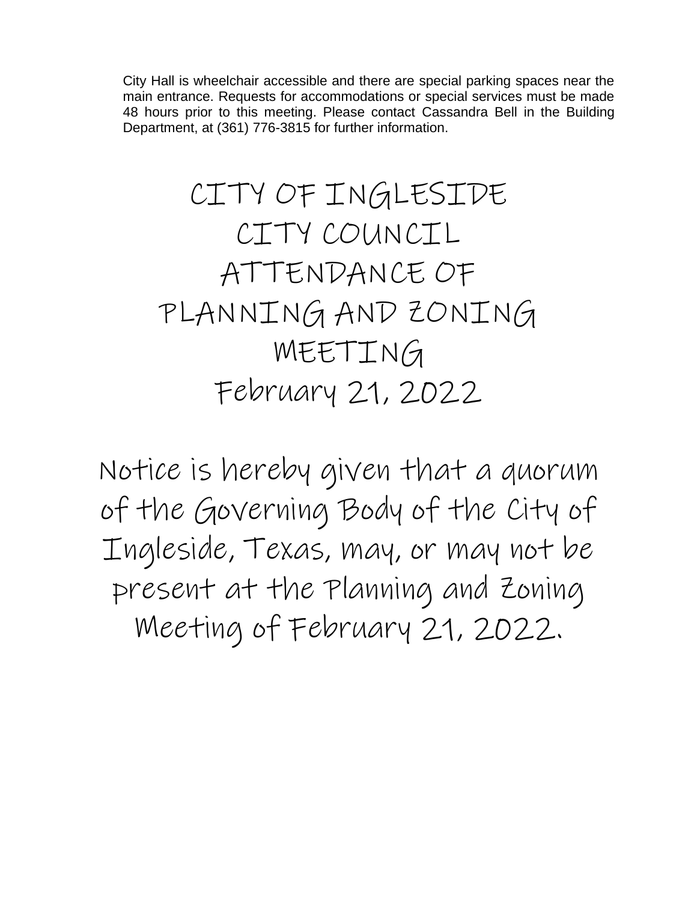City Hall is wheelchair accessible and there are special parking spaces near the main entrance. Requests for accommodations or special services must be made 48 hours prior to this meeting. Please contact Cassandra Bell in the Building Department, at (361) 776-3815 for further information.

# CITY OF INGLESIDE
# CITY COUNCIL
# ATTENDANCE OF PLANNING AND ZONING MEETING
# February 21, 2022

Notice is hereby given that a quorum of the Governing Body of the City of Ingleside, Texas, may, or may not be present at the Planning and Zoning Meeting of February 21, 2022.